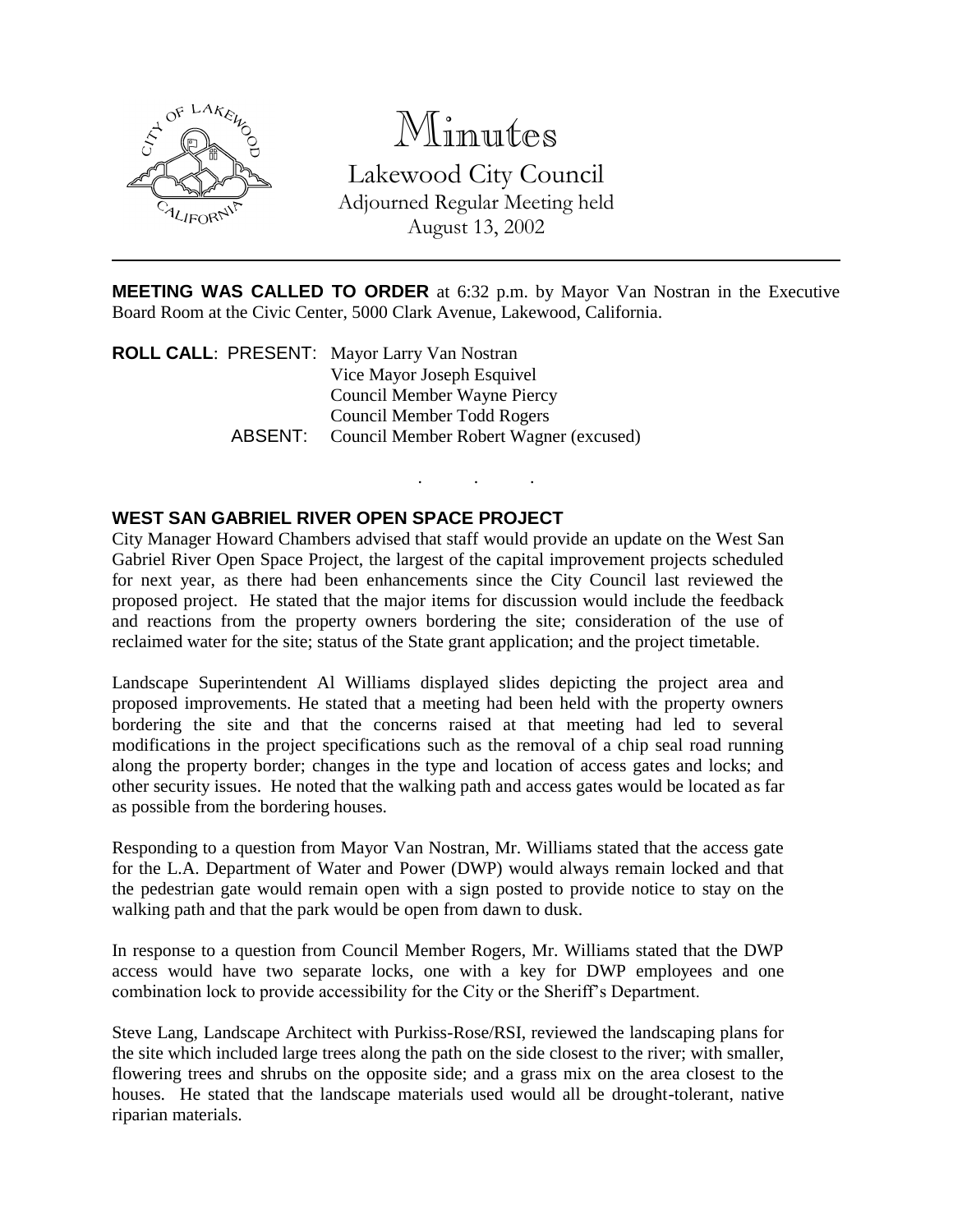# Minutes

Lakewood City Council
Adjourned Regular Meeting held
August 13, 2002

---

**MEETING WAS CALLED TO ORDER** at 6:32 p.m. by Mayor Van Nostran in the Executive Board Room at the Civic Center, 5000 Clark Avenue, Lakewood, California.

**ROLL CALL**: PRESENT: Mayor Larry Van Nostran
Vice Mayor Joseph Esquivel
Council Member Wayne Piercy
Council Member Todd Rogers
ABSENT: Council Member Robert Wagner (excused)

. . .

## WEST SAN GABRIEL RIVER OPEN SPACE PROJECT

City Manager Howard Chambers advised that staff would provide an update on the West San Gabriel River Open Space Project, the largest of the capital improvement projects scheduled for next year, as there had been enhancements since the City Council last reviewed the proposed project. He stated that the major items for discussion would include the feedback and reactions from the property owners bordering the site; consideration of the use of reclaimed water for the site; status of the State grant application; and the project timetable.

Landscape Superintendent Al Williams displayed slides depicting the project area and proposed improvements. He stated that a meeting had been held with the property owners bordering the site and that the concerns raised at that meeting had led to several modifications in the project specifications such as the removal of a chip seal road running along the property border; changes in the type and location of access gates and locks; and other security issues. He noted that the walking path and access gates would be located as far as possible from the bordering houses.

Responding to a question from Mayor Van Nostran, Mr. Williams stated that the access gate for the L.A. Department of Water and Power (DWP) would always remain locked and that the pedestrian gate would remain open with a sign posted to provide notice to stay on the walking path and that the park would be open from dawn to dusk.

In response to a question from Council Member Rogers, Mr. Williams stated that the DWP access would have two separate locks, one with a key for DWP employees and one combination lock to provide accessibility for the City or the Sheriff's Department.

Steve Lang, Landscape Architect with Purkiss-Rose/RSI, reviewed the landscaping plans for the site which included large trees along the path on the side closest to the river; with smaller, flowering trees and shrubs on the opposite side; and a grass mix on the area closest to the houses. He stated that the landscape materials used would all be drought-tolerant, native riparian materials.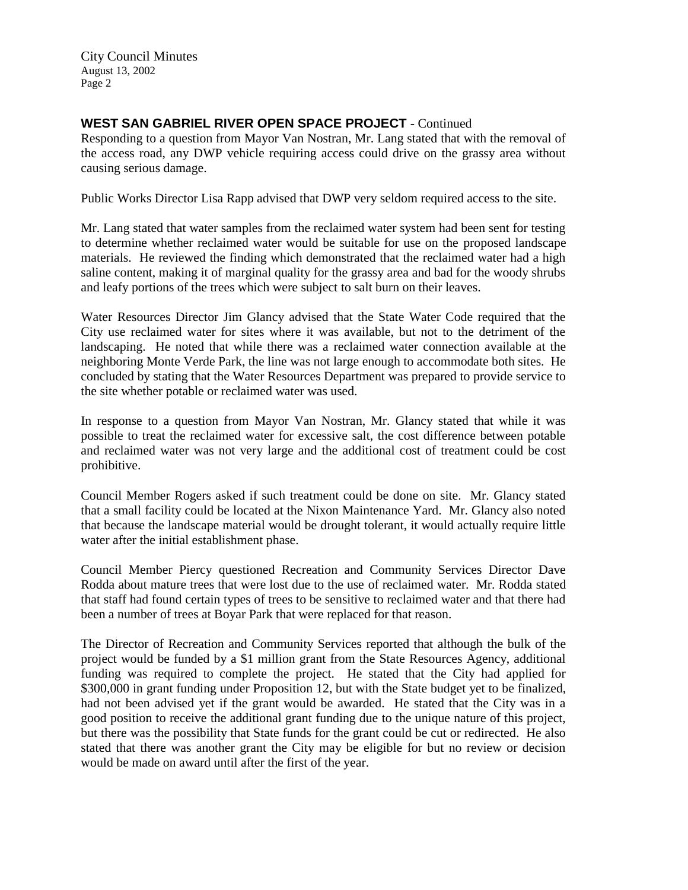**WEST SAN GABRIEL RIVER OPEN SPACE PROJECT** - Continued

Responding to a question from Mayor Van Nostran, Mr. Lang stated that with the removal of the access road, any DWP vehicle requiring access could drive on the grassy area without causing serious damage.

Public Works Director Lisa Rapp advised that DWP very seldom required access to the site.

Mr. Lang stated that water samples from the reclaimed water system had been sent for testing to determine whether reclaimed water would be suitable for use on the proposed landscape materials. He reviewed the finding which demonstrated that the reclaimed water had a high saline content, making it of marginal quality for the grassy area and bad for the woody shrubs and leafy portions of the trees which were subject to salt burn on their leaves.

Water Resources Director Jim Glancy advised that the State Water Code required that the City use reclaimed water for sites where it was available, but not to the detriment of the landscaping. He noted that while there was a reclaimed water connection available at the neighboring Monte Verde Park, the line was not large enough to accommodate both sites. He concluded by stating that the Water Resources Department was prepared to provide service to the site whether potable or reclaimed water was used.

In response to a question from Mayor Van Nostran, Mr. Glancy stated that while it was possible to treat the reclaimed water for excessive salt, the cost difference between potable and reclaimed water was not very large and the additional cost of treatment could be cost prohibitive.

Council Member Rogers asked if such treatment could be done on site. Mr. Glancy stated that a small facility could be located at the Nixon Maintenance Yard. Mr. Glancy also noted that because the landscape material would be drought tolerant, it would actually require little water after the initial establishment phase.

Council Member Piercy questioned Recreation and Community Services Director Dave Rodda about mature trees that were lost due to the use of reclaimed water. Mr. Rodda stated that staff had found certain types of trees to be sensitive to reclaimed water and that there had been a number of trees at Boyar Park that were replaced for that reason.

The Director of Recreation and Community Services reported that although the bulk of the project would be funded by a $1 million grant from the State Resources Agency, additional funding was required to complete the project. He stated that the City had applied for $300,000 in grant funding under Proposition 12, but with the State budget yet to be finalized, had not been advised yet if the grant would be awarded. He stated that the City was in a good position to receive the additional grant funding due to the unique nature of this project, but there was the possibility that State funds for the grant could be cut or redirected. He also stated that there was another grant the City may be eligible for but no review or decision would be made on award until after the first of the year.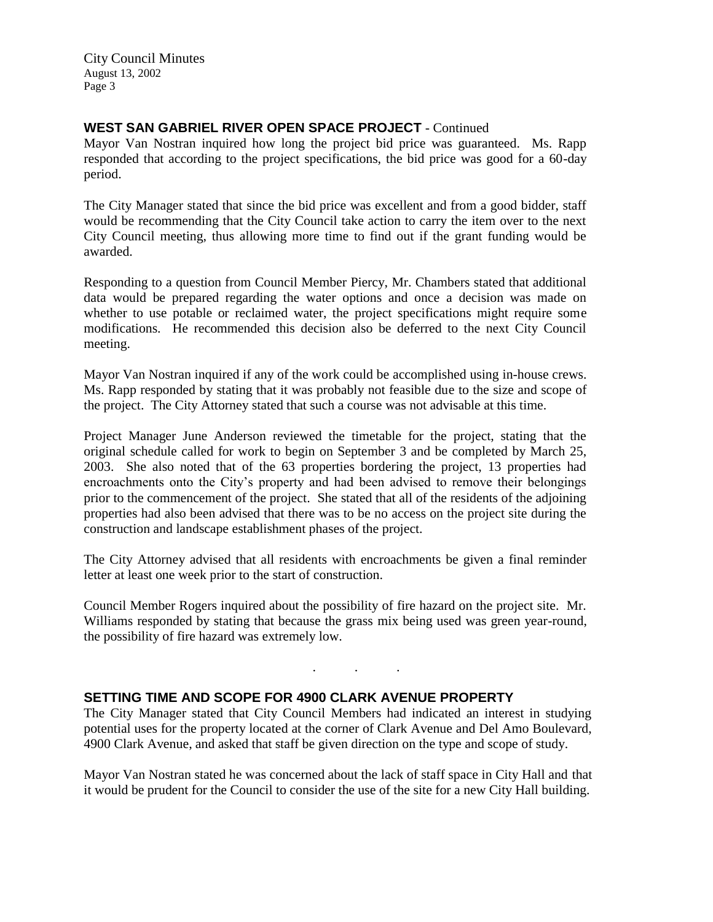## WEST SAN GABRIEL RIVER OPEN SPACE PROJECT - Continued

Mayor Van Nostran inquired how long the project bid price was guaranteed. Ms. Rapp responded that according to the project specifications, the bid price was good for a 60-day period.

The City Manager stated that since the bid price was excellent and from a good bidder, staff would be recommending that the City Council take action to carry the item over to the next City Council meeting, thus allowing more time to find out if the grant funding would be awarded.

Responding to a question from Council Member Piercy, Mr. Chambers stated that additional data would be prepared regarding the water options and once a decision was made on whether to use potable or reclaimed water, the project specifications might require some modifications. He recommended this decision also be deferred to the next City Council meeting.

Mayor Van Nostran inquired if any of the work could be accomplished using in-house crews. Ms. Rapp responded by stating that it was probably not feasible due to the size and scope of the project. The City Attorney stated that such a course was not advisable at this time.

Project Manager June Anderson reviewed the timetable for the project, stating that the original schedule called for work to begin on September 3 and be completed by March 25, 2003. She also noted that of the 63 properties bordering the project, 13 properties had encroachments onto the City's property and had been advised to remove their belongings prior to the commencement of the project. She stated that all of the residents of the adjoining properties had also been advised that there was to be no access on the project site during the construction and landscape establishment phases of the project.

The City Attorney advised that all residents with encroachments be given a final reminder letter at least one week prior to the start of construction.

Council Member Rogers inquired about the possibility of fire hazard on the project site. Mr. Williams responded by stating that because the grass mix being used was green year-round, the possibility of fire hazard was extremely low.

. . .

## SETTING TIME AND SCOPE FOR 4900 CLARK AVENUE PROPERTY

The City Manager stated that City Council Members had indicated an interest in studying potential uses for the property located at the corner of Clark Avenue and Del Amo Boulevard, 4900 Clark Avenue, and asked that staff be given direction on the type and scope of study.

Mayor Van Nostran stated he was concerned about the lack of staff space in City Hall and that it would be prudent for the Council to consider the use of the site for a new City Hall building.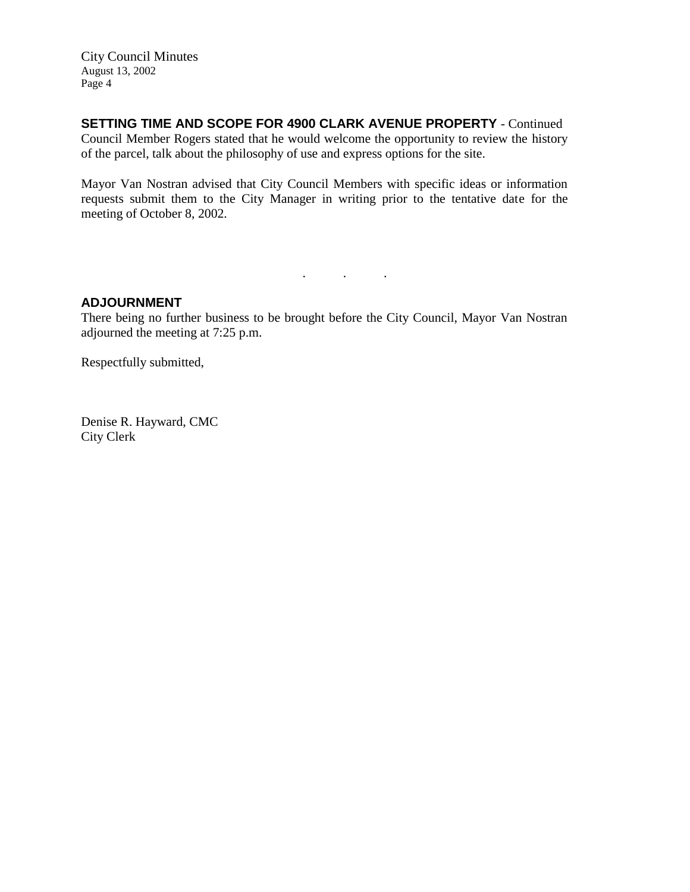**SETTING TIME AND SCOPE FOR 4900 CLARK AVENUE PROPERTY** - Continued
Council Member Rogers stated that he would welcome the opportunity to review the history of the parcel, talk about the philosophy of use and express options for the site.

Mayor Van Nostran advised that City Council Members with specific ideas or information requests submit them to the City Manager in writing prior to the tentative date for the meeting of October 8, 2002.

. . .

## ADJOURNMENT

There being no further business to be brought before the City Council, Mayor Van Nostran adjourned the meeting at 7:25 p.m.

Respectfully submitted,

Denise R. Hayward, CMC
City Clerk